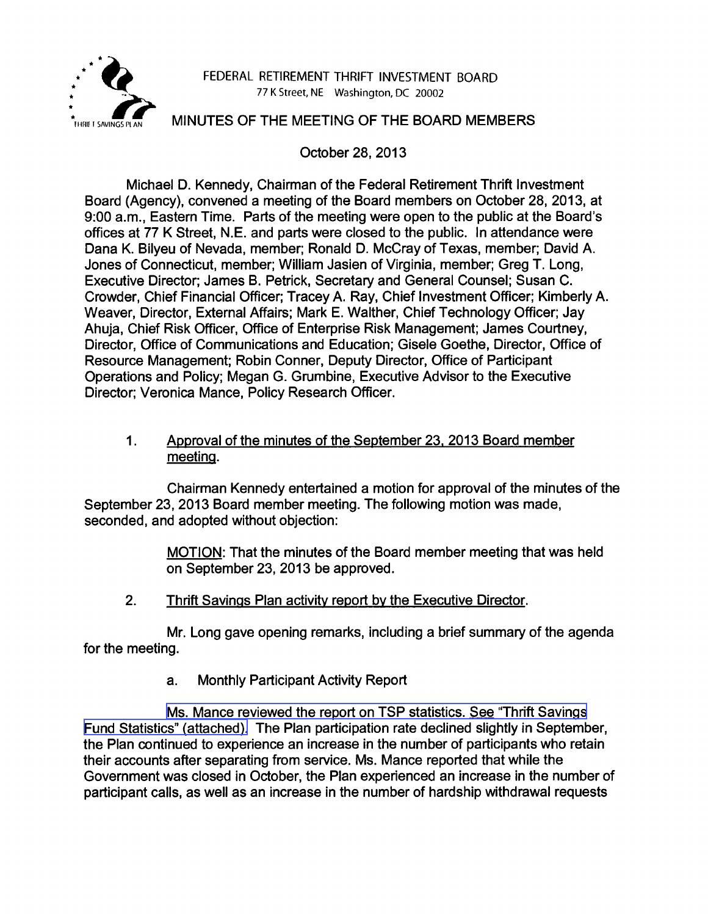FEDERAL RETIREMENT THRIFT INVESTMENT BOARD
77 K Street, NE Washington, DC 20002

# MINUTES OF THE MEETING OF THE BOARD MEMBERS

October 28, 2013

Michael D. Kennedy, Chairman of the Federal Retirement Thrift Investment Board (Agency), convened a meeting of the Board members on October 28, 2013, at 9:00 a.m., Eastern Time. Parts of the meeting were open to the public at the Board's offices at 77 K Street, N.E. and parts were closed to the public. In attendance were Dana K. Bilyeu of Nevada, member; Ronald D. McCray of Texas, member; David A. Jones of Connecticut, member; William Jasien of Virginia, member; Greg T. Long, Executive Director; James B. Petrick, Secretary and General Counsel; Susan C. Crowder, Chief Financial Officer; Tracey A. Ray, Chief Investment Officer; Kimberly A. Weaver, Director, External Affairs; Mark E. Walther, Chief Technology Officer; Jay Ahuja, Chief Risk Officer, Office of Enterprise Risk Management; James Courtney, Director, Office of Communications and Education; Gisele Goethe, Director, Office of Resource Management; Robin Conner, Deputy Director, Office of Participant Operations and Policy; Megan G. Grumbine, Executive Advisor to the Executive Director; Veronica Mance, Policy Research Officer.

1. Approval of the minutes of the September 23, 2013 Board member meeting.

Chairman Kennedy entertained a motion for approval of the minutes of the September 23, 2013 Board member meeting. The following motion was made, seconded, and adopted without objection:

> MOTION: That the minutes of the Board member meeting that was held on September 23, 2013 be approved.

2. Thrift Savings Plan activity report by the Executive Director.

Mr. Long gave opening remarks, including a brief summary of the agenda for the meeting.

a. Monthly Participant Activity Report

Ms. Mance reviewed the report on TSP statistics. See "Thrift Savings Fund Statistics" (attached). The Plan participation rate declined slightly in September, the Plan continued to experience an increase in the number of participants who retain their accounts after separating from service. Ms. Mance reported that while the Government was closed in October, the Plan experienced an increase in the number of participant calls, as well as an increase in the number of hardship withdrawal requests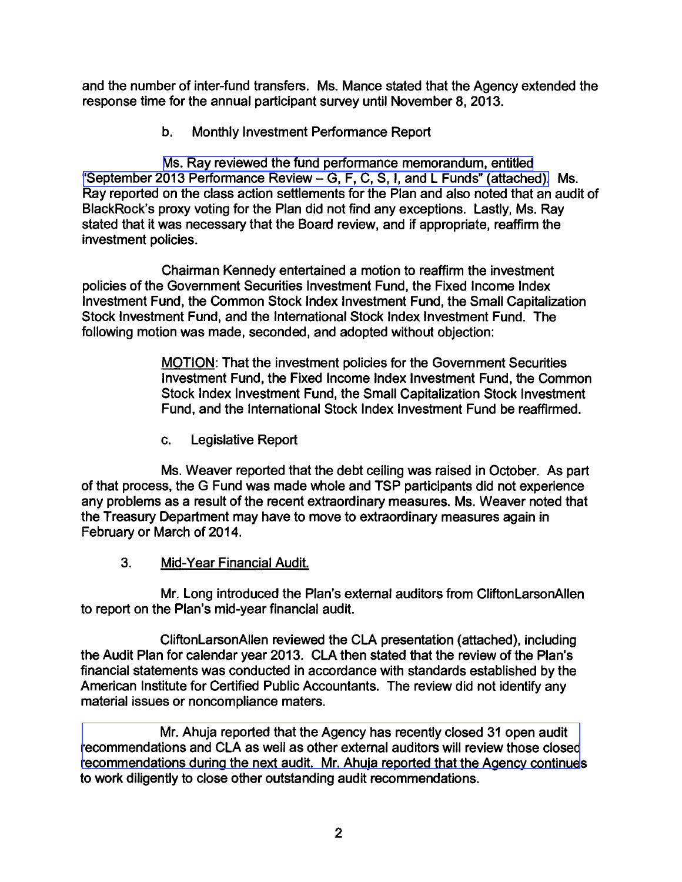and the number of inter-fund transfers. Ms. Mance stated that the Agency extended the response time for the annual participant survey until November 8, 2013.

b. Monthly Investment Performance Report

Ms. Ray reviewed the fund performance memorandum, entitled "September 2013 Performance Review – G, F, C, S, I, and L Funds" (attached). Ms. Ray reported on the class action settlements for the Plan and also noted that an audit of BlackRock's proxy voting for the Plan did not find any exceptions. Lastly, Ms. Ray stated that it was necessary that the Board review, and if appropriate, reaffirm the investment policies.

Chairman Kennedy entertained a motion to reaffirm the investment policies of the Government Securities Investment Fund, the Fixed Income Index Investment Fund, the Common Stock Index Investment Fund, the Small Capitalization Stock Investment Fund, and the International Stock Index Investment Fund. The following motion was made, seconded, and adopted without objection:

> MOTION: That the investment policies for the Government Securities Investment Fund, the Fixed Income Index Investment Fund, the Common Stock Index Investment Fund, the Small Capitalization Stock Investment Fund, and the International Stock Index Investment Fund be reaffirmed.

c. Legislative Report

Ms. Weaver reported that the debt ceiling was raised in October. As part of that process, the G Fund was made whole and TSP participants did not experience any problems as a result of the recent extraordinary measures. Ms. Weaver noted that the Treasury Department may have to move to extraordinary measures again in February or March of 2014.

3. Mid-Year Financial Audit.

Mr. Long introduced the Plan's external auditors from CliftonLarsonAllen to report on the Plan's mid-year financial audit.

CliftonLarsonAllen reviewed the CLA presentation (attached), including the Audit Plan for calendar year 2013. CLA then stated that the review of the Plan's financial statements was conducted in accordance with standards established by the American Institute for Certified Public Accountants. The review did not identify any material issues or noncompliance maters.

Mr. Ahuja reported that the Agency has recently closed 31 open audit recommendations and CLA as well as other external auditors will review those closed recommendations during the next audit. Mr. Ahuja reported that the Agency continues to work diligently to close other outstanding audit recommendations.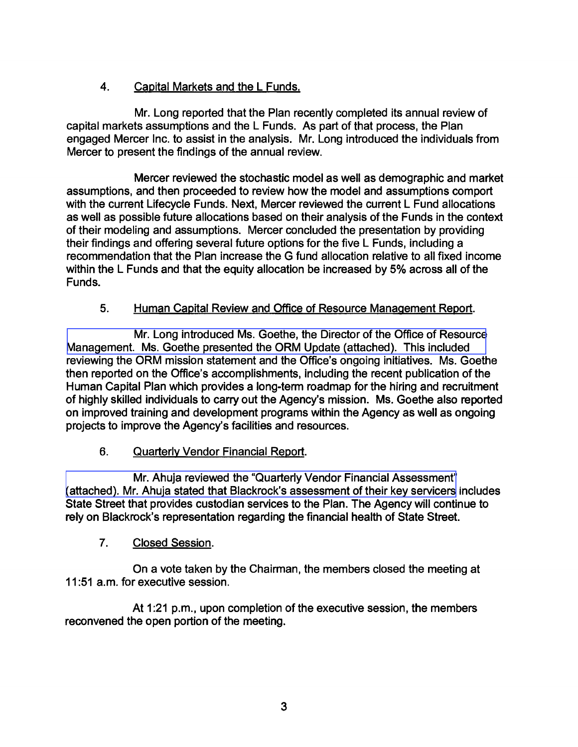4. Capital Markets and the L Funds.

Mr. Long reported that the Plan recently completed its annual review of capital markets assumptions and the L Funds. As part of that process, the Plan engaged Mercer Inc. to assist in the analysis. Mr. Long introduced the individuals from Mercer to present the findings of the annual review.

Mercer reviewed the stochastic model as well as demographic and market assumptions, and then proceeded to review how the model and assumptions comport with the current Lifecycle Funds. Next, Mercer reviewed the current L Fund allocations as well as possible future allocations based on their analysis of the Funds in the context of their modeling and assumptions. Mercer concluded the presentation by providing their findings and offering several future options for the five L Funds, including a recommendation that the Plan increase the G fund allocation relative to all fixed income within the L Funds and that the equity allocation be increased by 5% across all of the Funds.

5. Human Capital Review and Office of Resource Management Report.

Mr. Long introduced Ms. Goethe, the Director of the Office of Resource Management. Ms. Goethe presented the ORM Update (attached). This included reviewing the ORM mission statement and the Office's ongoing initiatives. Ms. Goethe then reported on the Office's accomplishments, including the recent publication of the Human Capital Plan which provides a long-term roadmap for the hiring and recruitment of highly skilled individuals to carry out the Agency's mission. Ms. Goethe also reported on improved training and development programs within the Agency as well as ongoing projects to improve the Agency's facilities and resources.

6. Quarterly Vendor Financial Report.

Mr. Ahuja reviewed the "Quarterly Vendor Financial Assessment" (attached). Mr. Ahuja stated that Blackrock's assessment of their key servicers includes State Street that provides custodian services to the Plan. The Agency will continue to rely on Blackrock's representation regarding the financial health of State Street.

7. Closed Session.

On a vote taken by the Chairman, the members closed the meeting at 11:51 a.m. for executive session.

At 1:21 p.m., upon completion of the executive session, the members reconvened the open portion of the meeting.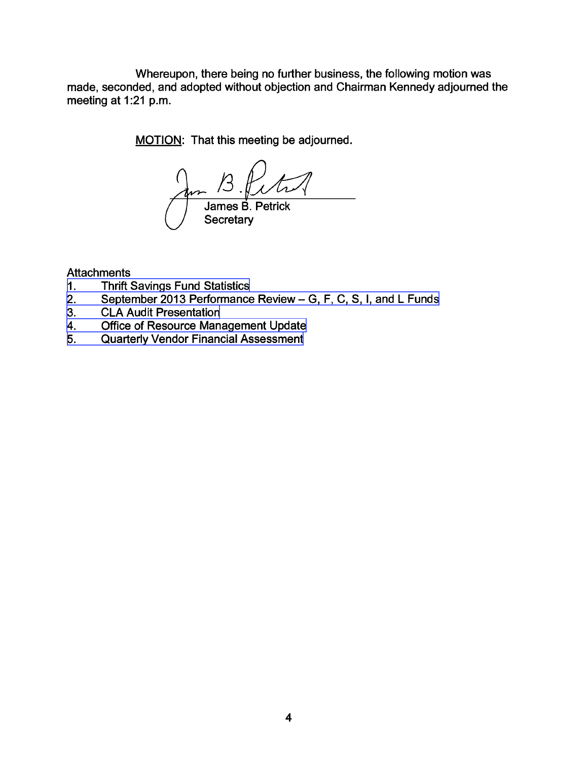Whereupon, there being no further business, the following motion was made, seconded, and adopted without objection and Chairman Kennedy adjourned the meeting at 1:21 p.m.

MOTION: That this meeting be adjourned.

James B. Petrick
Secretary

Attachments

1. Thrift Savings Fund Statistics
2. September 2013 Performance Review – G, F, C, S, I, and L Funds
3. CLA Audit Presentation
4. Office of Resource Management Update
5. Quarterly Vendor Financial Assessment